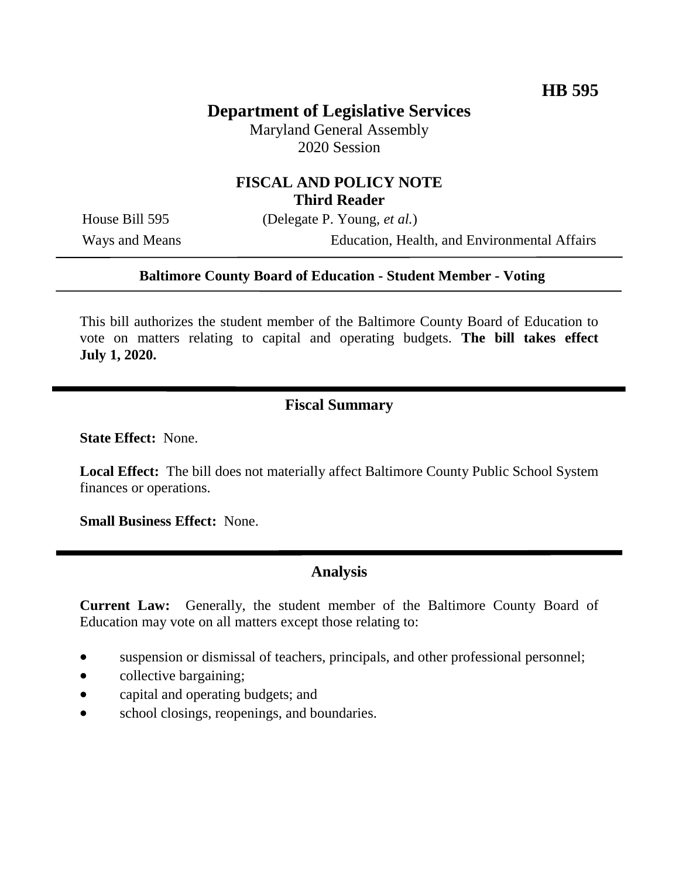**HB 595**

# Department of Legislative Services

Maryland General Assembly
2020 Session

## FISCAL AND POLICY NOTE
## Third Reader

House Bill 595 (Delegate P. Young, *et al.*)

Ways and Means Education, Health, and Environmental Affairs

---

**Baltimore County Board of Education - Student Member - Voting**

---

This bill authorizes the student member of the Baltimore County Board of Education to vote on matters relating to capital and operating budgets. **The bill takes effect July 1, 2020.**

## Fiscal Summary

**State Effect:** None.

**Local Effect:** The bill does not materially affect Baltimore County Public School System finances or operations.

**Small Business Effect:** None.

## Analysis

**Current Law:** Generally, the student member of the Baltimore County Board of Education may vote on all matters except those relating to:

- suspension or dismissal of teachers, principals, and other professional personnel;
- collective bargaining;
- capital and operating budgets; and
- school closings, reopenings, and boundaries.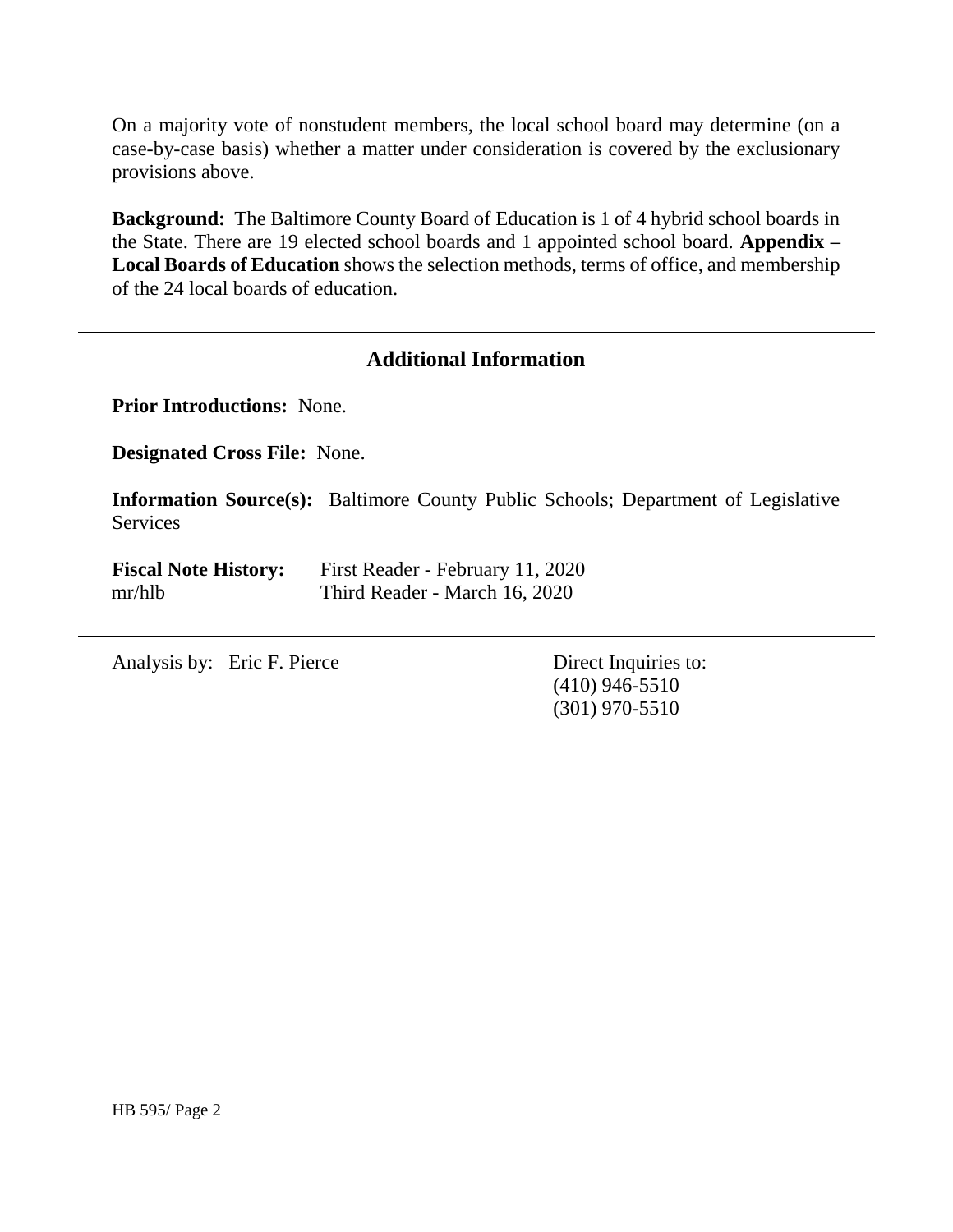On a majority vote of nonstudent members, the local school board may determine (on a case-by-case basis) whether a matter under consideration is covered by the exclusionary provisions above.

**Background:** The Baltimore County Board of Education is 1 of 4 hybrid school boards in the State. There are 19 elected school boards and 1 appointed school board. **Appendix – Local Boards of Education** shows the selection methods, terms of office, and membership of the 24 local boards of education.

## Additional Information

**Prior Introductions:** None.

**Designated Cross File:** None.

**Information Source(s):** Baltimore County Public Schools; Department of Legislative Services

**Fiscal Note History:** First Reader - February 11, 2020
mr/hlb Third Reader - March 16, 2020

Analysis by: Eric F. Pierce

Direct Inquiries to:
(410) 946-5510
(301) 970-5510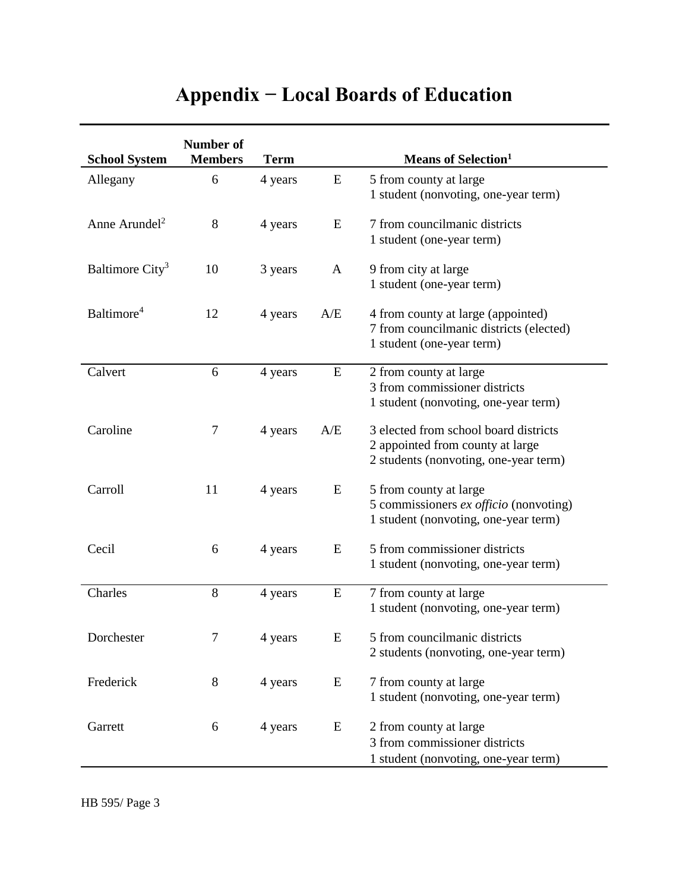# Appendix − Local Boards of Education

| School System | Number of Members | Term | | Means of Selection[1] |
|---|---|---|---|---|
| Allegany | 6 | 4 years | E | 5 from county at large<br>1 student (nonvoting, one-year term) |
| Anne Arundel[2] | 8 | 4 years | E | 7 from councilmanic districts<br>1 student (one-year term) |
| Baltimore City[3] | 10 | 3 years | A | 9 from city at large<br>1 student (one-year term) |
| Baltimore[4] | 12 | 4 years | A/E | 4 from county at large (appointed)<br>7 from councilmanic districts (elected)<br>1 student (one-year term) |
| Calvert | 6 | 4 years | E | 2 from county at large<br>3 from commissioner districts<br>1 student (nonvoting, one-year term) |
| Caroline | 7 | 4 years | A/E | 3 elected from school board districts<br>2 appointed from county at large<br>2 students (nonvoting, one-year term) |
| Carroll | 11 | 4 years | E | 5 from county at large<br>5 commissioners *ex officio* (nonvoting)<br>1 student (nonvoting, one-year term) |
| Cecil | 6 | 4 years | E | 5 from commissioner districts<br>1 student (nonvoting, one-year term) |
| Charles | 8 | 4 years | E | 7 from county at large<br>1 student (nonvoting, one-year term) |
| Dorchester | 7 | 4 years | E | 5 from councilmanic districts<br>2 students (nonvoting, one-year term) |
| Frederick | 8 | 4 years | E | 7 from county at large<br>1 student (nonvoting, one-year term) |
| Garrett | 6 | 4 years | E | 2 from county at large<br>3 from commissioner districts<br>1 student (nonvoting, one-year term) |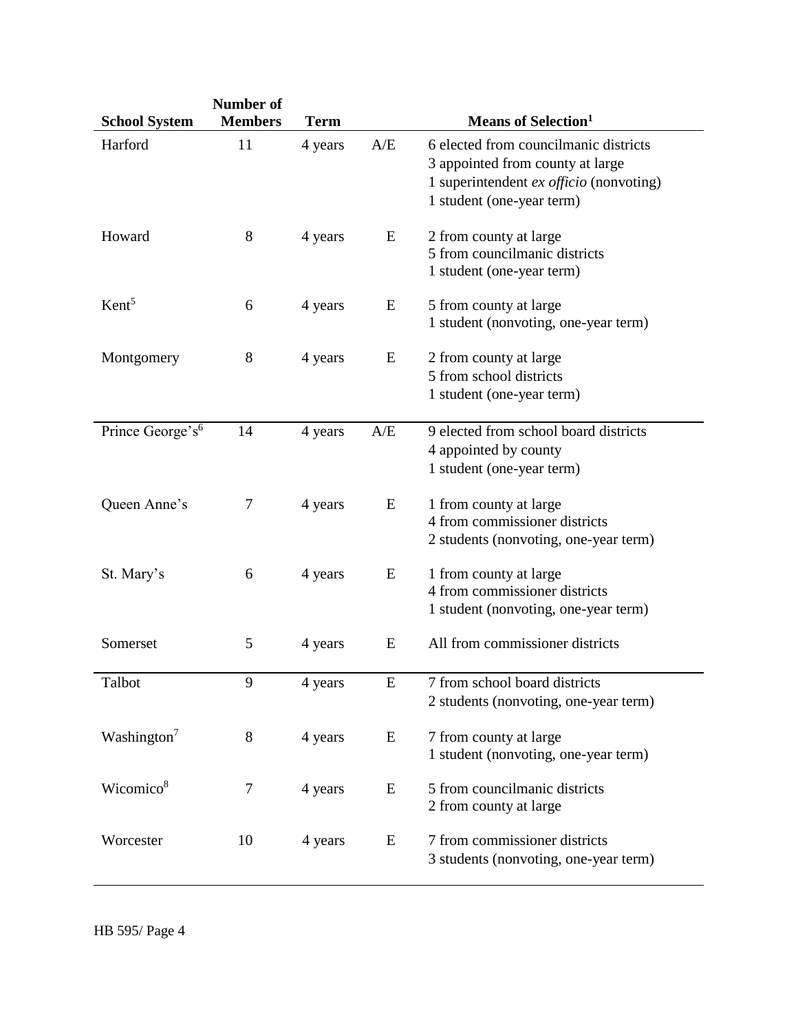| School System | Number of Members | Term | | Means of Selection[1] |
|---|---|---|---|---|
| Harford | 11 | 4 years | A/E | 6 elected from councilmanic districts<br>3 appointed from county at large<br>1 superintendent *ex officio* (nonvoting)<br>1 student (one-year term) |
| Howard | 8 | 4 years | E | 2 from county at large<br>5 from councilmanic districts<br>1 student (one-year term) |
| Kent[5] | 6 | 4 years | E | 5 from county at large<br>1 student (nonvoting, one-year term) |
| Montgomery | 8 | 4 years | E | 2 from county at large<br>5 from school districts<br>1 student (one-year term) |
| Prince George's[6] | 14 | 4 years | A/E | 9 elected from school board districts<br>4 appointed by county<br>1 student (one-year term) |
| Queen Anne's | 7 | 4 years | E | 1 from county at large<br>4 from commissioner districts<br>2 students (nonvoting, one-year term) |
| St. Mary's | 6 | 4 years | E | 1 from county at large<br>4 from commissioner districts<br>1 student (nonvoting, one-year term) |
| Somerset | 5 | 4 years | E | All from commissioner districts |
| Talbot | 9 | 4 years | E | 7 from school board districts<br>2 students (nonvoting, one-year term) |
| Washington[7] | 8 | 4 years | E | 7 from county at large<br>1 student (nonvoting, one-year term) |
| Wicomico[8] | 7 | 4 years | E | 5 from councilmanic districts<br>2 from county at large |
| Worcester | 10 | 4 years | E | 7 from commissioner districts<br>3 students (nonvoting, one-year term) |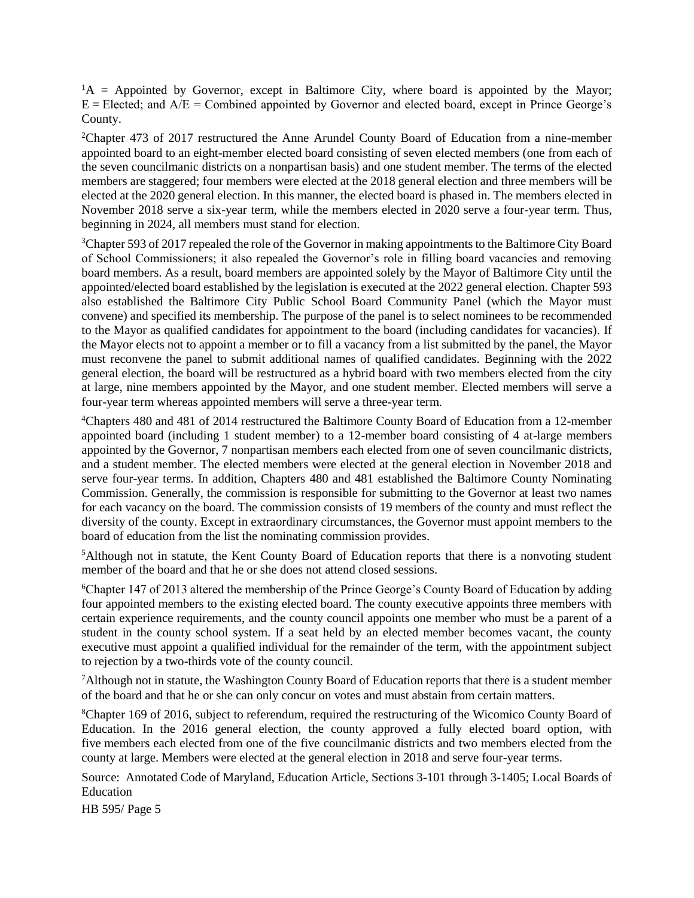[1]A = Appointed by Governor, except in Baltimore City, where board is appointed by the Mayor; E = Elected; and A/E = Combined appointed by Governor and elected board, except in Prince George's County.

[2]Chapter 473 of 2017 restructured the Anne Arundel County Board of Education from a nine-member appointed board to an eight-member elected board consisting of seven elected members (one from each of the seven councilmanic districts on a nonpartisan basis) and one student member. The terms of the elected members are staggered; four members were elected at the 2018 general election and three members will be elected at the 2020 general election. In this manner, the elected board is phased in. The members elected in November 2018 serve a six-year term, while the members elected in 2020 serve a four-year term. Thus, beginning in 2024, all members must stand for election.

[3]Chapter 593 of 2017 repealed the role of the Governor in making appointments to the Baltimore City Board of School Commissioners; it also repealed the Governor's role in filling board vacancies and removing board members. As a result, board members are appointed solely by the Mayor of Baltimore City until the appointed/elected board established by the legislation is executed at the 2022 general election. Chapter 593 also established the Baltimore City Public School Board Community Panel (which the Mayor must convene) and specified its membership. The purpose of the panel is to select nominees to be recommended to the Mayor as qualified candidates for appointment to the board (including candidates for vacancies). If the Mayor elects not to appoint a member or to fill a vacancy from a list submitted by the panel, the Mayor must reconvene the panel to submit additional names of qualified candidates. Beginning with the 2022 general election, the board will be restructured as a hybrid board with two members elected from the city at large, nine members appointed by the Mayor, and one student member. Elected members will serve a four-year term whereas appointed members will serve a three-year term.

[4]Chapters 480 and 481 of 2014 restructured the Baltimore County Board of Education from a 12-member appointed board (including 1 student member) to a 12-member board consisting of 4 at-large members appointed by the Governor, 7 nonpartisan members each elected from one of seven councilmanic districts, and a student member. The elected members were elected at the general election in November 2018 and serve four-year terms. In addition, Chapters 480 and 481 established the Baltimore County Nominating Commission. Generally, the commission is responsible for submitting to the Governor at least two names for each vacancy on the board. The commission consists of 19 members of the county and must reflect the diversity of the county. Except in extraordinary circumstances, the Governor must appoint members to the board of education from the list the nominating commission provides.

[5]Although not in statute, the Kent County Board of Education reports that there is a nonvoting student member of the board and that he or she does not attend closed sessions.

[6]Chapter 147 of 2013 altered the membership of the Prince George's County Board of Education by adding four appointed members to the existing elected board. The county executive appoints three members with certain experience requirements, and the county council appoints one member who must be a parent of a student in the county school system. If a seat held by an elected member becomes vacant, the county executive must appoint a qualified individual for the remainder of the term, with the appointment subject to rejection by a two-thirds vote of the county council.

[7]Although not in statute, the Washington County Board of Education reports that there is a student member of the board and that he or she can only concur on votes and must abstain from certain matters.

[8]Chapter 169 of 2016, subject to referendum, required the restructuring of the Wicomico County Board of Education. In the 2016 general election, the county approved a fully elected board option, with five members each elected from one of the five councilmanic districts and two members elected from the county at large. Members were elected at the general election in 2018 and serve four-year terms.

Source: Annotated Code of Maryland, Education Article, Sections 3-101 through 3-1405; Local Boards of Education